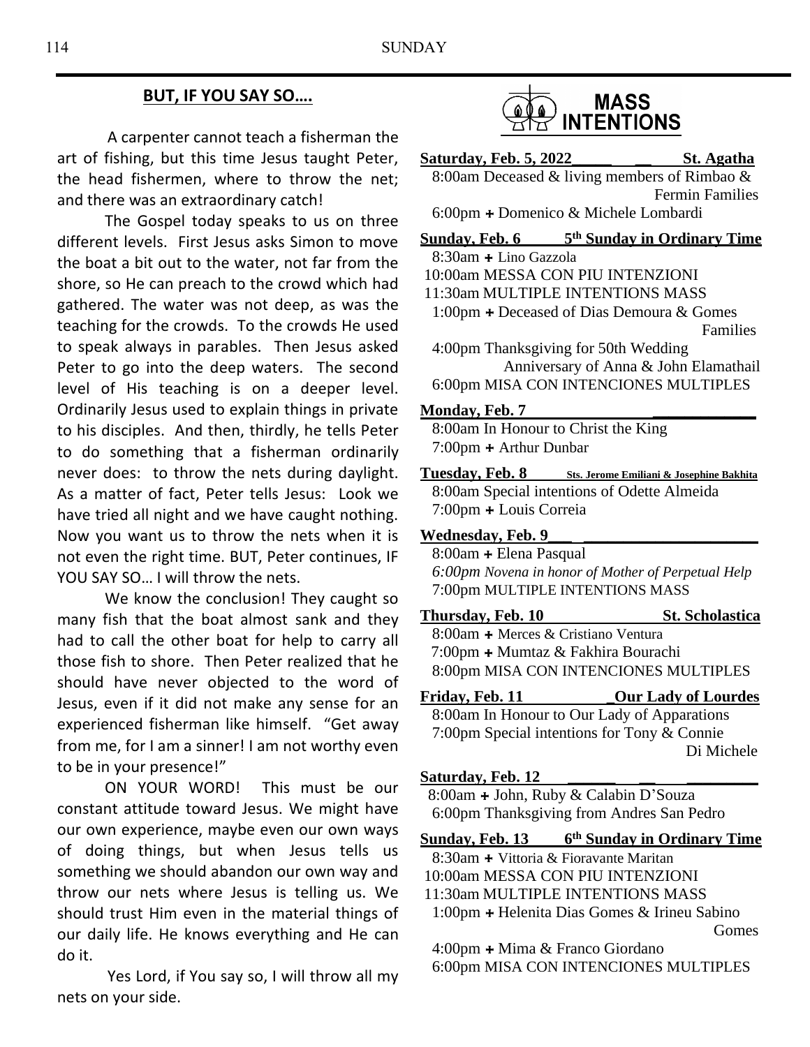## BUT, IF YOU SAY SO….

A carpenter cannot teach a fisherman the art of fishing, but this time Jesus taught Peter, the head fishermen, where to throw the net; and there was an extraordinary catch!

The Gospel today speaks to us on three different levels. First Jesus asks Simon to move the boat a bit out to the water, not far from the shore, so He can preach to the crowd which had gathered. The water was not deep, as was the teaching for the crowds. To the crowds He used to speak always in parables. Then Jesus asked Peter to go into the deep waters. The second level of His teaching is on a deeper level. Ordinarily Jesus used to explain things in private to his disciples. And then, thirdly, he tells Peter to do something that a fisherman ordinarily never does: to throw the nets during daylight. As a matter of fact, Peter tells Jesus: Look we have tried all night and we have caught nothing. Now you want us to throw the nets when it is not even the right time. BUT, Peter continues, IF YOU SAY SO… I will throw the nets.

We know the conclusion! They caught so many fish that the boat almost sank and they had to call the other boat for help to carry all those fish to shore. Then Peter realized that he should have never objected to the word of Jesus, even if it did not make any sense for an experienced fisherman like himself. "Get away from me, for I am a sinner! I am not worthy even to be in your presence!"

ON YOUR WORD! This must be our constant attitude toward Jesus. We might have our own experience, maybe even our own ways of doing things, but when Jesus tells us something we should abandon our own way and throw our nets where Jesus is telling us. We should trust Him even in the material things of our daily life. He knows everything and He can do it.

Yes Lord, if You say so, I will throw all my nets on your side.

## MASS INTENTIONS

**Saturday, Feb. 5, 2022 — St. Agatha**
8:00am Deceased & living members of Rimbao & Fermin Families
6:00pm + Domenico & Michele Lombardi

**Sunday, Feb. 6 — 5th Sunday in Ordinary Time**
8:30am + Lino Gazzola
10:00am MESSA CON PIU INTENZIONI
11:30am MULTIPLE INTENTIONS MASS
1:00pm + Deceased of Dias Demoura & Gomes Families
4:00pm Thanksgiving for 50th Wedding Anniversary of Anna & John Elamathail
6:00pm MISA CON INTENCIONES MULTIPLES

**Monday, Feb. 7**
8:00am In Honour to Christ the King
7:00pm + Arthur Dunbar

**Tuesday, Feb. 8 — Sts. Jerome Emiliani & Josephine Bakhita**
8:00am Special intentions of Odette Almeida
7:00pm + Louis Correia

**Wednesday, Feb. 9**
8:00am + Elena Pasqual
*6:00pm Novena in honor of Mother of Perpetual Help*
7:00pm MULTIPLE INTENTIONS MASS

**Thursday, Feb. 10 — St. Scholastica**
8:00am + Merces & Cristiano Ventura
7:00pm + Mumtaz & Fakhira Bourachi
8:00pm MISA CON INTENCIONES MULTIPLES

**Friday, Feb. 11 — Our Lady of Lourdes**
8:00am In Honour to Our Lady of Apparations
7:00pm Special intentions for Tony & Connie Di Michele

**Saturday, Feb. 12**
8:00am + John, Ruby & Calabin D'Souza
6:00pm Thanksgiving from Andres San Pedro

**Sunday, Feb. 13 — 6th Sunday in Ordinary Time**
8:30am + Vittoria & Fioravante Maritan
10:00am MESSA CON PIU INTENZIONI
11:30am MULTIPLE INTENTIONS MASS
1:00pm + Helenita Dias Gomes & Irineu Sabino Gomes
4:00pm + Mima & Franco Giordano
6:00pm MISA CON INTENCIONES MULTIPLES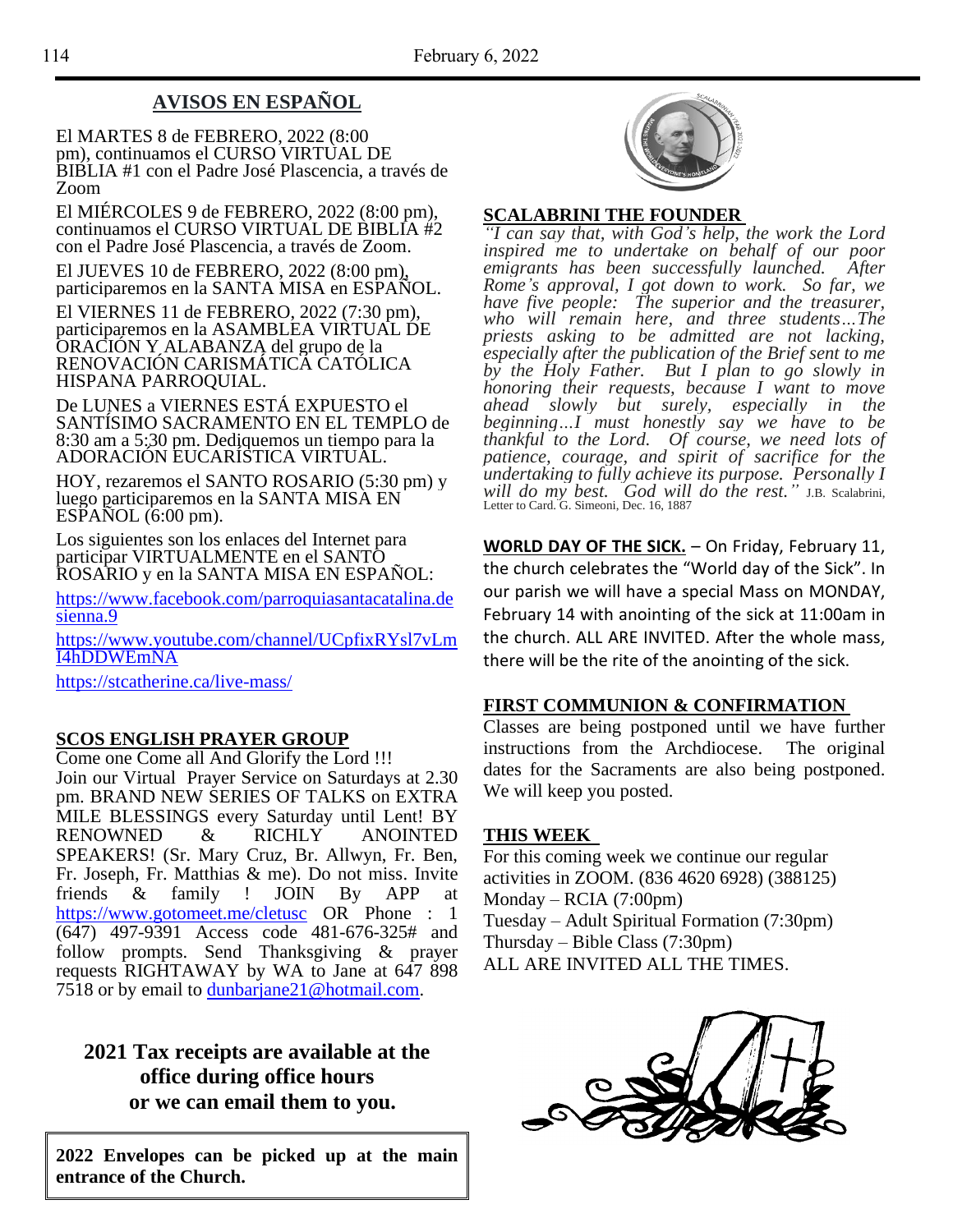## AVISOS EN ESPAÑOL

El MARTES 8 de FEBRERO, 2022 (8:00 pm), continuamos el CURSO VIRTUAL DE BIBLIA #1 con el Padre José Plascencia, a través de Zoom

El MIÉRCOLES 9 de FEBRERO, 2022 (8:00 pm), continuamos el CURSO VIRTUAL DE BIBLIA #2 con el Padre José Plascencia, a través de Zoom.

El JUEVES 10 de FEBRERO, 2022 (8:00 pm), participaremos en la SANTA MISA en ESPAÑOL.

El VIERNES 11 de FEBRERO, 2022 (7:30 pm), participaremos en la ASAMBLEA VIRTUAL DE ORACIÓN Y ALABANZA del grupo de la RENOVACIÓN CARISMÁTICA CATÓLICA HISPANA PARROQUIAL.

De LUNES a VIERNES ESTÁ EXPUESTO el SANTÍSIMO SACRAMENTO EN EL TEMPLO de 8:30 am a 5:30 pm. Dediquemos un tiempo para la ADORACIÓN EUCARÍSTICA VIRTUAL.

HOY, rezaremos el SANTO ROSARIO (5:30 pm) y luego participaremos en la SANTA MISA EN ESPAÑOL (6:00 pm).

Los siguientes son los enlaces del Internet para participar VIRTUALMENTE en el SANTO ROSARIO y en la SANTA MISA EN ESPAÑOL:

https://www.facebook.com/parroquiasantacatalina.desienna.9

https://www.youtube.com/channel/UCpfixRYsl7vLmI4hDDWEmNA

https://stcatherine.ca/live-mass/

## SCOS ENGLISH PRAYER GROUP

Come one Come all And Glorify the Lord !!! Join our Virtual Prayer Service on Saturdays at 2.30 pm. BRAND NEW SERIES OF TALKS on EXTRA MILE BLESSINGS every Saturday until Lent! BY RENOWNED & RICHLY ANOINTED SPEAKERS! (Sr. Mary Cruz, Br. Allwyn, Fr. Ben, Fr. Joseph, Fr. Matthias & me). Do not miss. Invite friends & family ! JOIN By APP at https://www.gotomeet.me/cletusc OR Phone : 1 (647) 497-9391 Access code 481-676-325# and follow prompts. Send Thanksgiving & prayer requests RIGHTAWAY by WA to Jane at 647 898 7518 or by email to dunbarjane21@hotmail.com.

**2021 Tax receipts are available at the office during office hours or we can email them to you.**

**2022 Envelopes can be picked up at the main entrance of the Church.**

## SCALABRINI THE FOUNDER

*"I can say that, with God's help, the work the Lord inspired me to undertake on behalf of our poor emigrants has been successfully launched. After Rome's approval, I got down to work. So far, we have five people: The superior and the treasurer, who will remain here, and three students…The priests asking to be admitted are not lacking, especially after the publication of the Brief sent to me by the Holy Father. But I plan to go slowly in honoring their requests, because I want to move ahead slowly but surely, especially in the beginning…I must honestly say we have to be thankful to the Lord. Of course, we need lots of patience, courage, and spirit of sacrifice for the undertaking to fully achieve its purpose. Personally I will do my best. God will do the rest."* J.B. Scalabrini, Letter to Card. G. Simeoni, Dec. 16, 1887

**WORLD DAY OF THE SICK.** – On Friday, February 11, the church celebrates the "World day of the Sick". In our parish we will have a special Mass on MONDAY, February 14 with anointing of the sick at 11:00am in the church. ALL ARE INVITED. After the whole mass, there will be the rite of the anointing of the sick.

## FIRST COMMUNION & CONFIRMATION

Classes are being postponed until we have further instructions from the Archdiocese. The original dates for the Sacraments are also being postponed. We will keep you posted.

## THIS WEEK

For this coming week we continue our regular activities in ZOOM. (836 4620 6928) (388125)
Monday – RCIA (7:00pm)
Tuesday – Adult Spiritual Formation (7:30pm)
Thursday – Bible Class (7:30pm)
ALL ARE INVITED ALL THE TIMES.